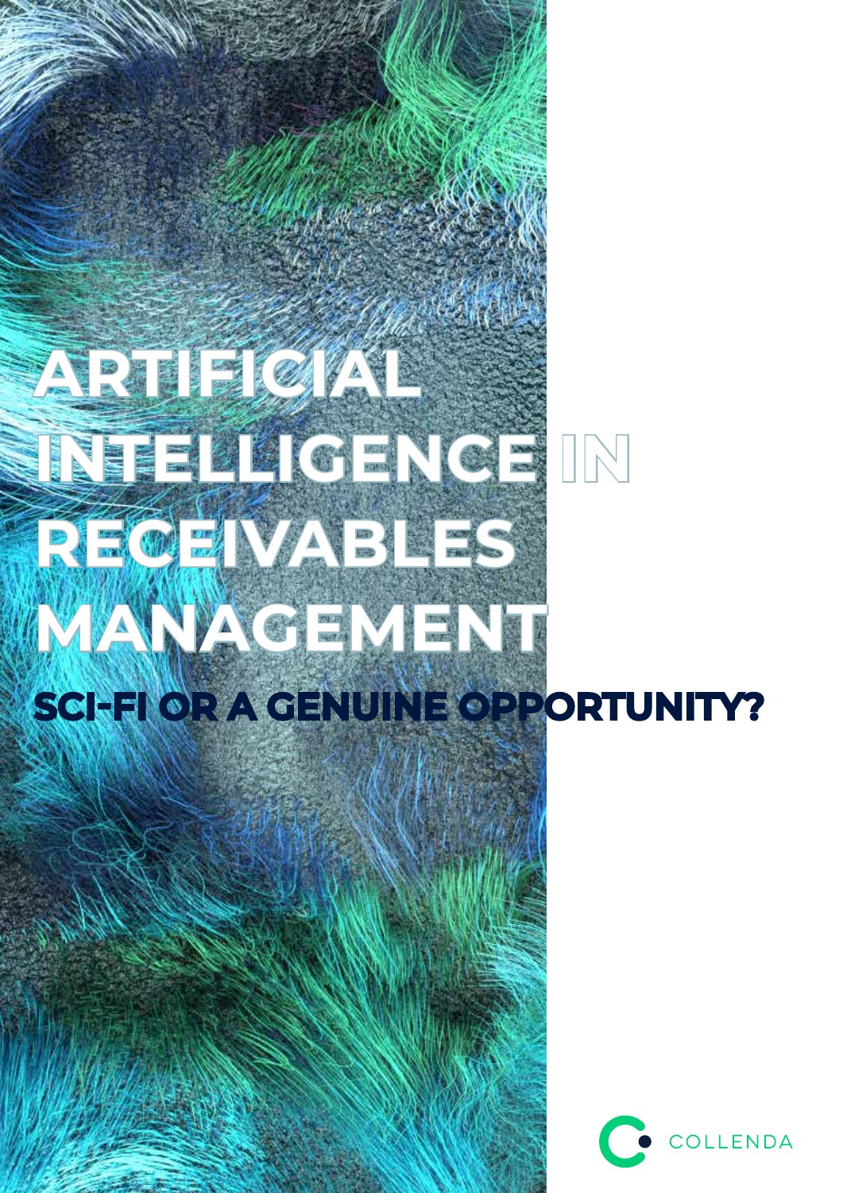# ARTIFICIAL INTELLIGENCE IN RECEIVABLES MANAGEMENT

## SCI-FI OR A GENUINE OPPORTUNITY?

COLLENDA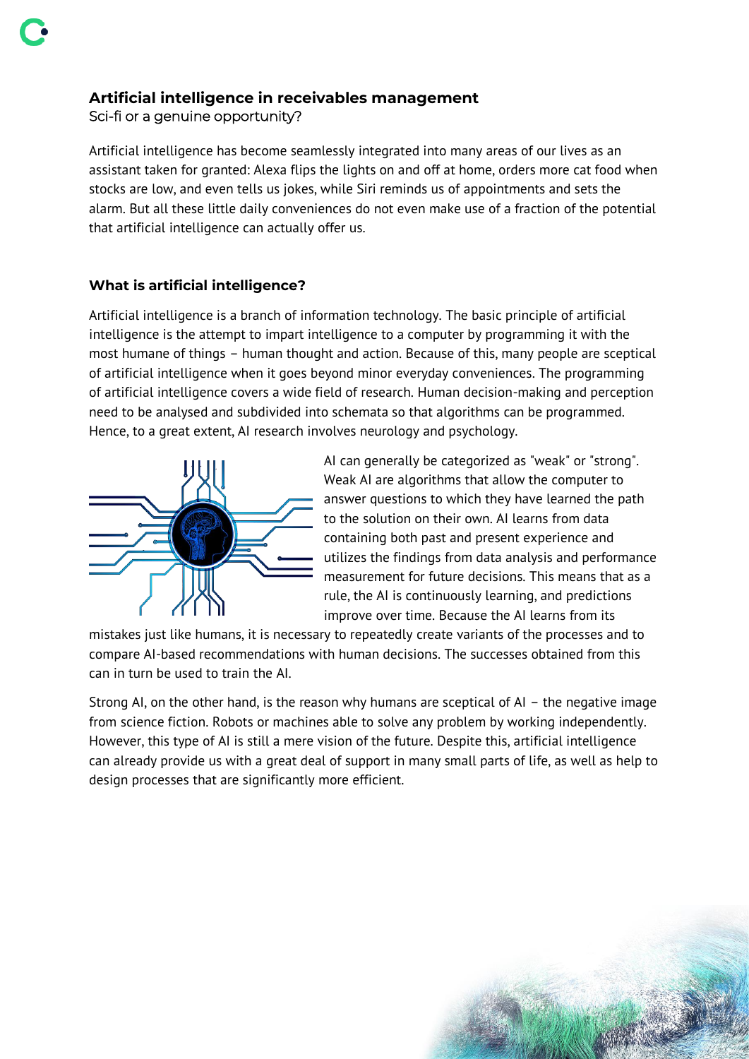## Artificial intelligence in receivables management

Sci-fi or a genuine opportunity?

Artificial intelligence has become seamlessly integrated into many areas of our lives as an assistant taken for granted: Alexa flips the lights on and off at home, orders more cat food when stocks are low, and even tells us jokes, while Siri reminds us of appointments and sets the alarm. But all these little daily conveniences do not even make use of a fraction of the potential that artificial intelligence can actually offer us.

### What is artificial intelligence?

Artificial intelligence is a branch of information technology. The basic principle of artificial intelligence is the attempt to impart intelligence to a computer by programming it with the most humane of things – human thought and action. Because of this, many people are sceptical of artificial intelligence when it goes beyond minor everyday conveniences. The programming of artificial intelligence covers a wide field of research. Human decision-making and perception need to be analysed and subdivided into schemata so that algorithms can be programmed. Hence, to a great extent, AI research involves neurology and psychology.

AI can generally be categorized as "weak" or "strong". Weak AI are algorithms that allow the computer to answer questions to which they have learned the path to the solution on their own. AI learns from data containing both past and present experience and utilizes the findings from data analysis and performance measurement for future decisions. This means that as a rule, the AI is continuously learning, and predictions improve over time. Because the AI learns from its mistakes just like humans, it is necessary to repeatedly create variants of the processes and to compare AI-based recommendations with human decisions. The successes obtained from this can in turn be used to train the AI.

Strong AI, on the other hand, is the reason why humans are sceptical of AI – the negative image from science fiction. Robots or machines able to solve any problem by working independently. However, this type of AI is still a mere vision of the future. Despite this, artificial intelligence can already provide us with a great deal of support in many small parts of life, as well as help to design processes that are significantly more efficient.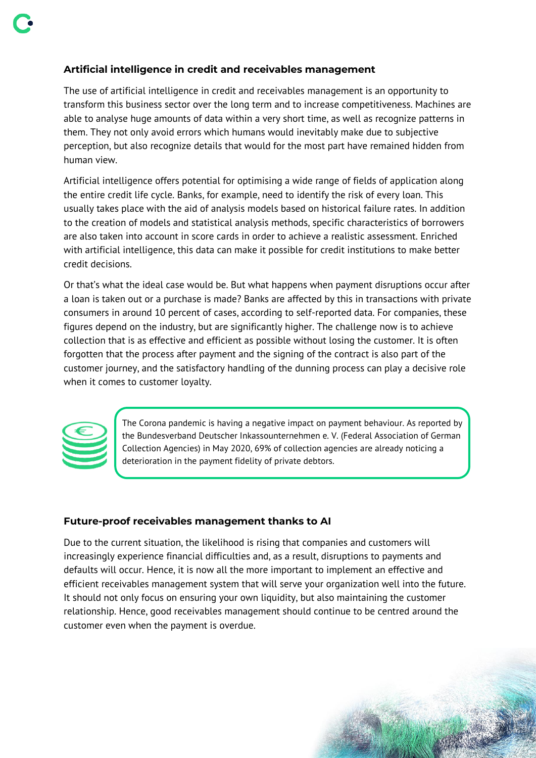## Artificial intelligence in credit and receivables management

The use of artificial intelligence in credit and receivables management is an opportunity to transform this business sector over the long term and to increase competitiveness. Machines are able to analyse huge amounts of data within a very short time, as well as recognize patterns in them. They not only avoid errors which humans would inevitably make due to subjective perception, but also recognize details that would for the most part have remained hidden from human view.

Artificial intelligence offers potential for optimising a wide range of fields of application along the entire credit life cycle. Banks, for example, need to identify the risk of every loan. This usually takes place with the aid of analysis models based on historical failure rates. In addition to the creation of models and statistical analysis methods, specific characteristics of borrowers are also taken into account in score cards in order to achieve a realistic assessment. Enriched with artificial intelligence, this data can make it possible for credit institutions to make better credit decisions.

Or that's what the ideal case would be. But what happens when payment disruptions occur after a loan is taken out or a purchase is made? Banks are affected by this in transactions with private consumers in around 10 percent of cases, according to self-reported data. For companies, these figures depend on the industry, but are significantly higher. The challenge now is to achieve collection that is as effective and efficient as possible without losing the customer. It is often forgotten that the process after payment and the signing of the contract is also part of the customer journey, and the satisfactory handling of the dunning process can play a decisive role when it comes to customer loyalty.

> The Corona pandemic is having a negative impact on payment behaviour. As reported by the Bundesverband Deutscher Inkassounternehmen e. V. (Federal Association of German Collection Agencies) in May 2020, 69% of collection agencies are already noticing a deterioration in the payment fidelity of private debtors.

## Future-proof receivables management thanks to AI

Due to the current situation, the likelihood is rising that companies and customers will increasingly experience financial difficulties and, as a result, disruptions to payments and defaults will occur. Hence, it is now all the more important to implement an effective and efficient receivables management system that will serve your organization well into the future. It should not only focus on ensuring your own liquidity, but also maintaining the customer relationship. Hence, good receivables management should continue to be centred around the customer even when the payment is overdue.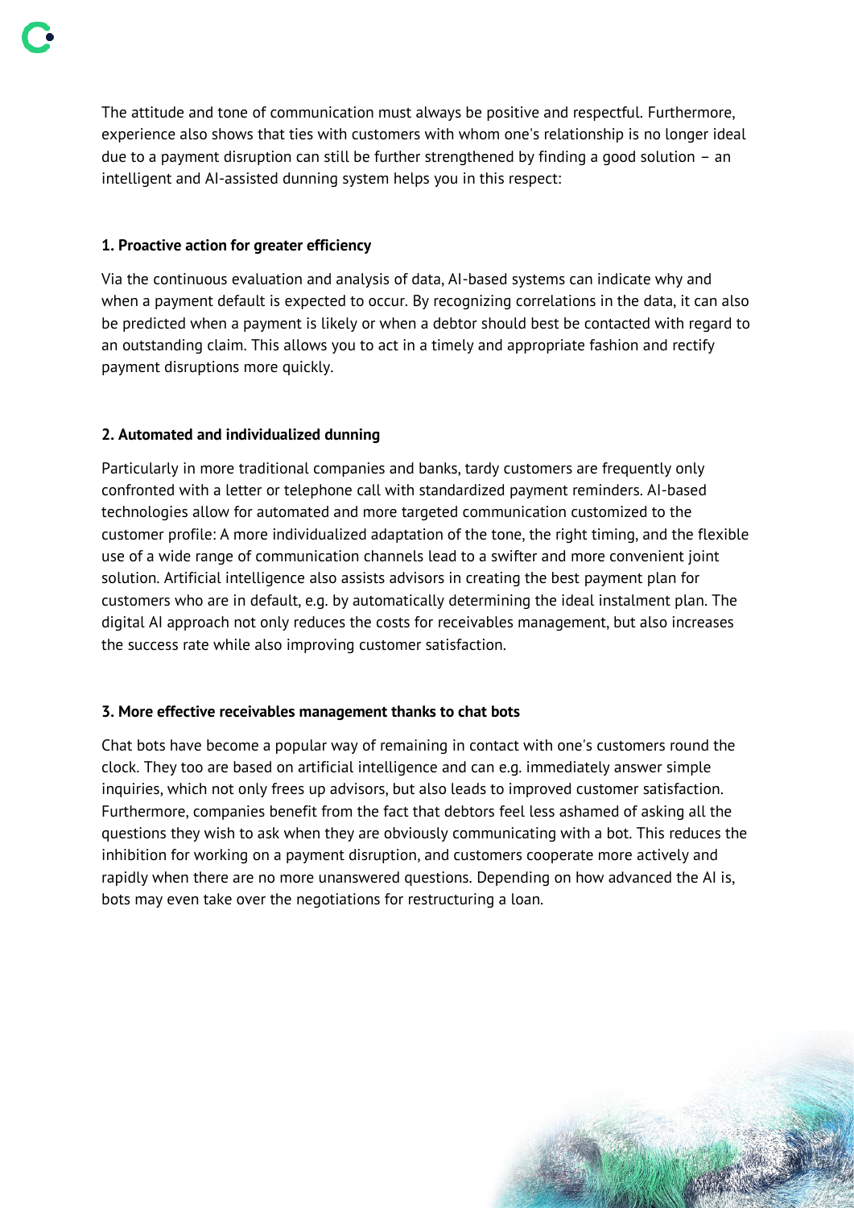The attitude and tone of communication must always be positive and respectful. Furthermore, experience also shows that ties with customers with whom one's relationship is no longer ideal due to a payment disruption can still be further strengthened by finding a good solution – an intelligent and AI-assisted dunning system helps you in this respect:

**1. Proactive action for greater efficiency**

Via the continuous evaluation and analysis of data, AI-based systems can indicate why and when a payment default is expected to occur. By recognizing correlations in the data, it can also be predicted when a payment is likely or when a debtor should best be contacted with regard to an outstanding claim. This allows you to act in a timely and appropriate fashion and rectify payment disruptions more quickly.

**2. Automated and individualized dunning**

Particularly in more traditional companies and banks, tardy customers are frequently only confronted with a letter or telephone call with standardized payment reminders. AI-based technologies allow for automated and more targeted communication customized to the customer profile: A more individualized adaptation of the tone, the right timing, and the flexible use of a wide range of communication channels lead to a swifter and more convenient joint solution. Artificial intelligence also assists advisors in creating the best payment plan for customers who are in default, e.g. by automatically determining the ideal instalment plan. The digital AI approach not only reduces the costs for receivables management, but also increases the success rate while also improving customer satisfaction.

**3. More effective receivables management thanks to chat bots**

Chat bots have become a popular way of remaining in contact with one's customers round the clock. They too are based on artificial intelligence and can e.g. immediately answer simple inquiries, which not only frees up advisors, but also leads to improved customer satisfaction. Furthermore, companies benefit from the fact that debtors feel less ashamed of asking all the questions they wish to ask when they are obviously communicating with a bot. This reduces the inhibition for working on a payment disruption, and customers cooperate more actively and rapidly when there are no more unanswered questions. Depending on how advanced the AI is, bots may even take over the negotiations for restructuring a loan.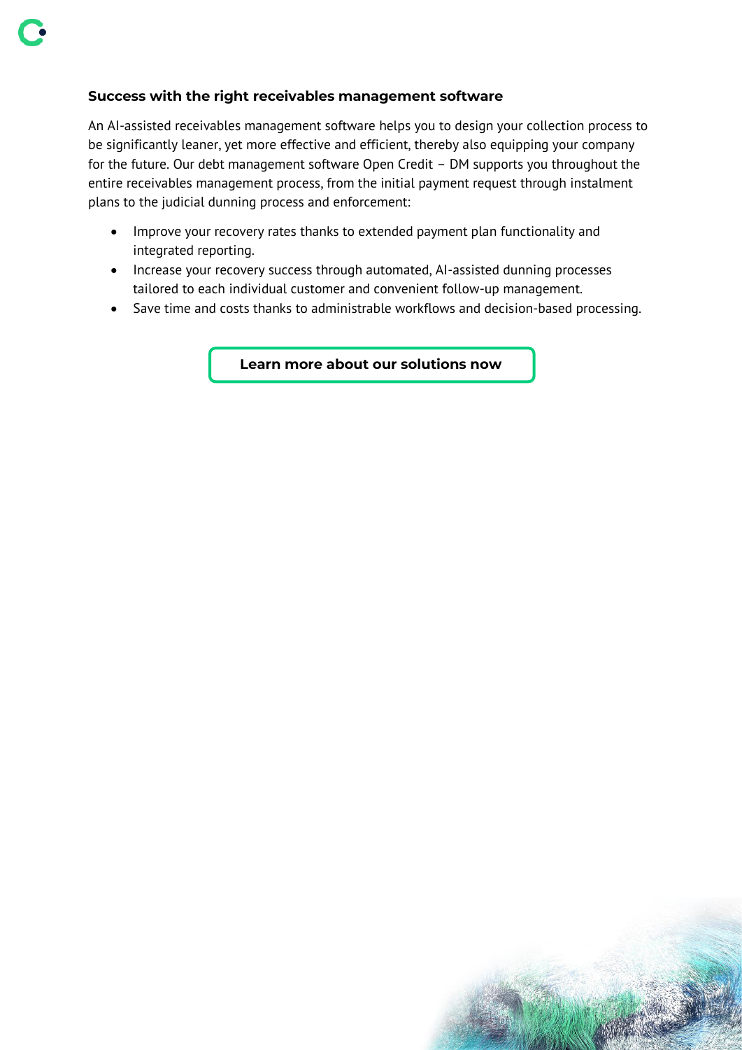### Success with the right receivables management software

An AI-assisted receivables management software helps you to design your collection process to be significantly leaner, yet more effective and efficient, thereby also equipping your company for the future. Our debt management software Open Credit – DM supports you throughout the entire receivables management process, from the initial payment request through instalment plans to the judicial dunning process and enforcement:

- Improve your recovery rates thanks to extended payment plan functionality and integrated reporting.
- Increase your recovery success through automated, AI-assisted dunning processes tailored to each individual customer and convenient follow-up management.
- Save time and costs thanks to administrable workflows and decision-based processing.

**Learn more about our solutions now**